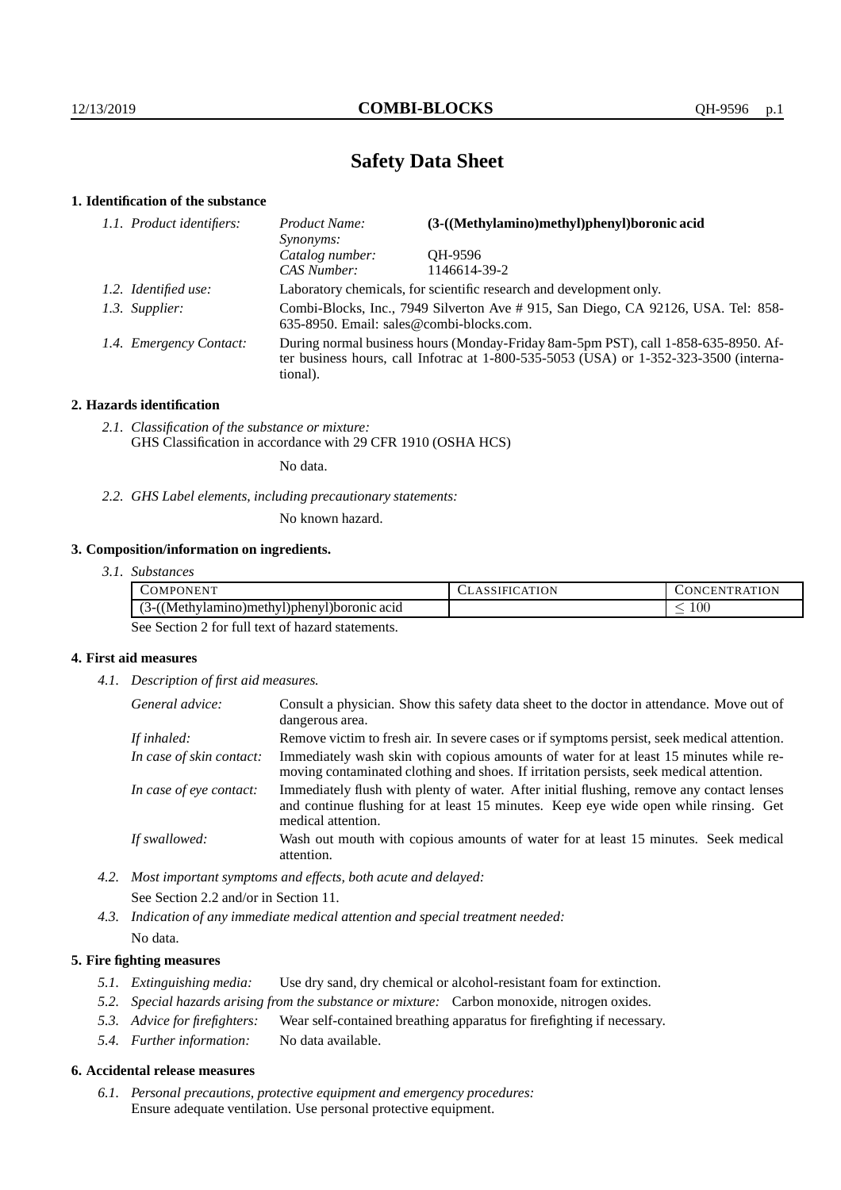# Safety Data Sheet

## 1. Identification of the substance

*1.1. Product identifiers:*

| | |
|---|---|
| *Product Name:* | **(3-((Methylamino)methyl)phenyl)boronic acid** |
| *Synonyms:* | |
| *Catalog number:* | QH-9596 |
| *CAS Number:* | 1146614-39-2 |

*1.2. Identified use:* Laboratory chemicals, for scientific research and development only.

*1.3. Supplier:* Combi-Blocks, Inc., 7949 Silverton Ave # 915, San Diego, CA 92126, USA. Tel: 858-635-8950. Email: sales@combi-blocks.com.

*1.4. Emergency Contact:* During normal business hours (Monday-Friday 8am-5pm PST), call 1-858-635-8950. After business hours, call Infotrac at 1-800-535-5053 (USA) or 1-352-323-3500 (international).

## 2. Hazards identification

*2.1. Classification of the substance or mixture:*
GHS Classification in accordance with 29 CFR 1910 (OSHA HCS)

No data.

*2.2. GHS Label elements, including precautionary statements:*

No known hazard.

## 3. Composition/information on ingredients.

*3.1. Substances*

| COMPONENT | CLASSIFICATION | CONCENTRATION |
|---|---|---|
| (3-((Methylamino)methyl)phenyl)boronic acid | | $\leq 100$ |

See Section 2 for full text of hazard statements.

## 4. First aid measures

*4.1. Description of first aid measures.*

*General advice:* Consult a physician. Show this safety data sheet to the doctor in attendance. Move out of dangerous area.

*If inhaled:* Remove victim to fresh air. In severe cases or if symptoms persist, seek medical attention.

*In case of skin contact:* Immediately wash skin with copious amounts of water for at least 15 minutes while removing contaminated clothing and shoes. If irritation persists, seek medical attention.

*In case of eye contact:* Immediately flush with plenty of water. After initial flushing, remove any contact lenses and continue flushing for at least 15 minutes. Keep eye wide open while rinsing. Get medical attention.

*If swallowed:* Wash out mouth with copious amounts of water for at least 15 minutes. Seek medical attention.

*4.2. Most important symptoms and effects, both acute and delayed:*

See Section 2.2 and/or in Section 11.

*4.3. Indication of any immediate medical attention and special treatment needed:*

No data.

## 5. Fire fighting measures

*5.1. Extinguishing media:* Use dry sand, dry chemical or alcohol-resistant foam for extinction.

*5.2. Special hazards arising from the substance or mixture:* Carbon monoxide, nitrogen oxides.

*5.3. Advice for firefighters:* Wear self-contained breathing apparatus for firefighting if necessary.

*5.4. Further information:* No data available.

## 6. Accidental release measures

*6.1. Personal precautions, protective equipment and emergency procedures:*
Ensure adequate ventilation. Use personal protective equipment.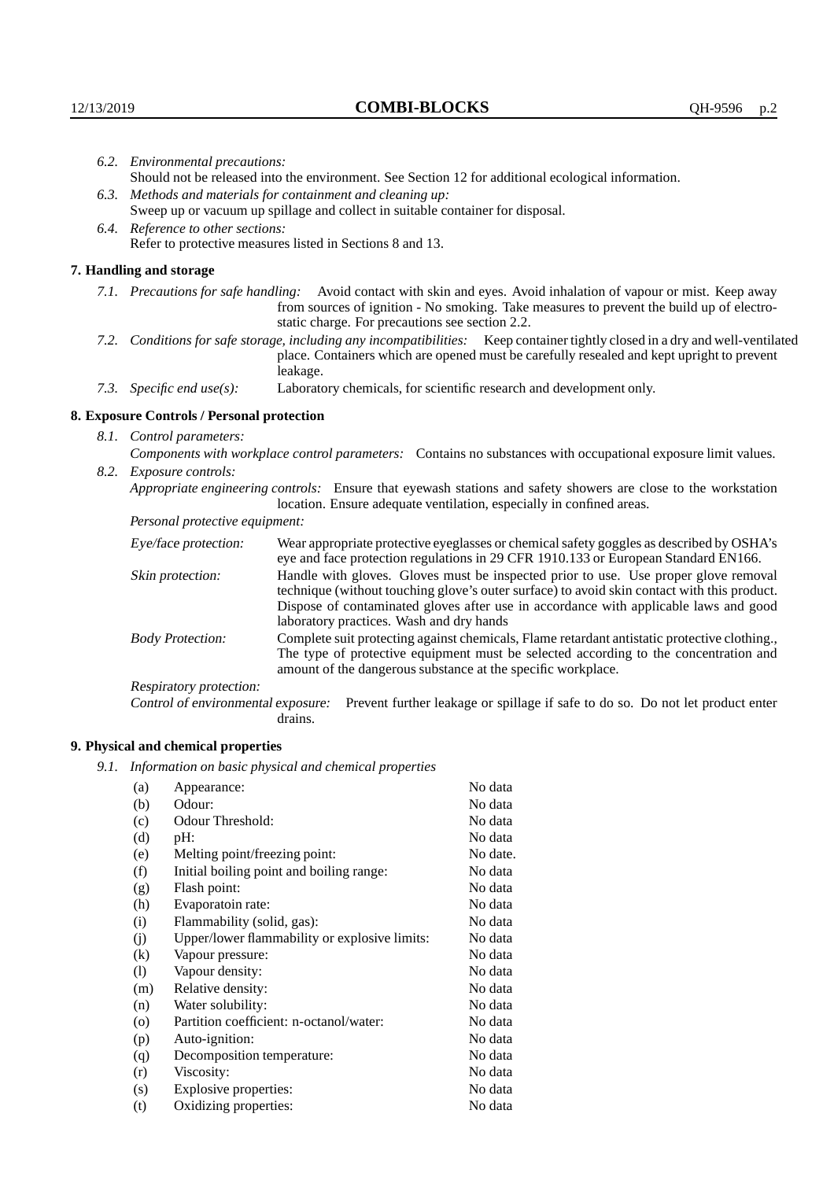*6.2. Environmental precautions:*
Should not be released into the environment. See Section 12 for additional ecological information.

*6.3. Methods and materials for containment and cleaning up:*
Sweep up or vacuum up spillage and collect in suitable container for disposal.

*6.4. Reference to other sections:*
Refer to protective measures listed in Sections 8 and 13.

## 7. Handling and storage

*7.1. Precautions for safe handling:* Avoid contact with skin and eyes. Avoid inhalation of vapour or mist. Keep away from sources of ignition - No smoking. Take measures to prevent the build up of electrostatic charge. For precautions see section 2.2.

*7.2. Conditions for safe storage, including any incompatibilities:* Keep container tightly closed in a dry and well-ventilated place. Containers which are opened must be carefully resealed and kept upright to prevent leakage.

*7.3. Specific end use(s):* Laboratory chemicals, for scientific research and development only.

## 8. Exposure Controls / Personal protection

*8.1. Control parameters:*

*Components with workplace control parameters:* Contains no substances with occupational exposure limit values.

*8.2. Exposure controls:*

*Appropriate engineering controls:* Ensure that eyewash stations and safety showers are close to the workstation location. Ensure adequate ventilation, especially in confined areas.

*Personal protective equipment:*

*Eye/face protection:* Wear appropriate protective eyeglasses or chemical safety goggles as described by OSHA's eye and face protection regulations in 29 CFR 1910.133 or European Standard EN166.

*Skin protection:* Handle with gloves. Gloves must be inspected prior to use. Use proper glove removal technique (without touching glove's outer surface) to avoid skin contact with this product. Dispose of contaminated gloves after use in accordance with applicable laws and good laboratory practices. Wash and dry hands

*Body Protection:* Complete suit protecting against chemicals, Flame retardant antistatic protective clothing., The type of protective equipment must be selected according to the concentration and amount of the dangerous substance at the specific workplace.

*Respiratory protection:*

*Control of environmental exposure:* Prevent further leakage or spillage if safe to do so. Do not let product enter drains.

## 9. Physical and chemical properties

*9.1. Information on basic physical and chemical properties*

| | | |
|---|---|---|
| (a) | Appearance: | No data |
| (b) | Odour: | No data |
| (c) | Odour Threshold: | No data |
| (d) | pH: | No data |
| (e) | Melting point/freezing point: | No date. |
| (f) | Initial boiling point and boiling range: | No data |
| (g) | Flash point: | No data |
| (h) | Evaporatoin rate: | No data |
| (i) | Flammability (solid, gas): | No data |
| (j) | Upper/lower flammability or explosive limits: | No data |
| (k) | Vapour pressure: | No data |
| (l) | Vapour density: | No data |
| (m) | Relative density: | No data |
| (n) | Water solubility: | No data |
| (o) | Partition coefficient: n-octanol/water: | No data |
| (p) | Auto-ignition: | No data |
| (q) | Decomposition temperature: | No data |
| (r) | Viscosity: | No data |
| (s) | Explosive properties: | No data |
| (t) | Oxidizing properties: | No data |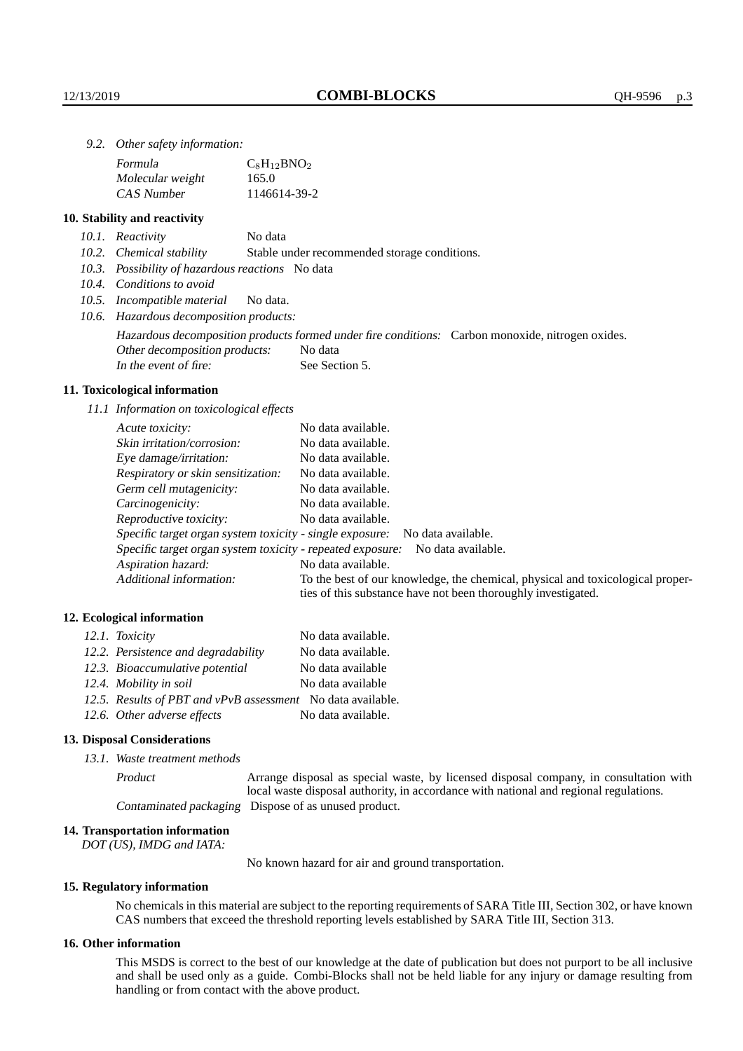*9.2. Other safety information:*

| | |
|---|---|
| *Formula* | $C_8H_{12}BNO_2$ |
| *Molecular weight* | 165.0 |
| *CAS Number* | 1146614-39-2 |

## 10. Stability and reactivity

*10.1. Reactivity* No data

*10.2. Chemical stability* Stable under recommended storage conditions.

*10.3. Possibility of hazardous reactions* No data

*10.4. Conditions to avoid*

*10.5. Incompatible material* No data.

*10.6. Hazardous decomposition products:*

*Hazardous decomposition products formed under fire conditions:* Carbon monoxide, nitrogen oxides.
*Other decomposition products:* No data
*In the event of fire:* See Section 5.

## 11. Toxicological information

*11.1 Information on toxicological effects*

| | |
|---|---|
| *Acute toxicity:* | No data available. |
| *Skin irritation/corrosion:* | No data available. |
| *Eye damage/irritation:* | No data available. |
| *Respiratory or skin sensitization:* | No data available. |
| *Germ cell mutagenicity:* | No data available. |
| *Carcinogenicity:* | No data available. |
| *Reproductive toxicity:* | No data available. |
| *Specific target organ system toxicity - single exposure:* | No data available. |
| *Specific target organ system toxicity - repeated exposure:* | No data available. |
| *Aspiration hazard:* | No data available. |
| *Additional information:* | To the best of our knowledge, the chemical, physical and toxicological properties of this substance have not been thoroughly investigated. |

## 12. Ecological information

| | |
|---|---|
| *12.1. Toxicity* | No data available. |
| *12.2. Persistence and degradability* | No data available. |
| *12.3. Bioaccumulative potential* | No data available |
| *12.4. Mobility in soil* | No data available |
| *12.5. Results of PBT and vPvB assessment* | No data available. |
| *12.6. Other adverse effects* | No data available. |

## 13. Disposal Considerations

*13.1. Waste treatment methods*

*Product* Arrange disposal as special waste, by licensed disposal company, in consultation with local waste disposal authority, in accordance with national and regional regulations.

*Contaminated packaging* Dispose of as unused product.

## 14. Transportation information

*DOT (US), IMDG and IATA:*

No known hazard for air and ground transportation.

## 15. Regulatory information

No chemicals in this material are subject to the reporting requirements of SARA Title III, Section 302, or have known CAS numbers that exceed the threshold reporting levels established by SARA Title III, Section 313.

## 16. Other information

This MSDS is correct to the best of our knowledge at the date of publication but does not purport to be all inclusive and shall be used only as a guide. Combi-Blocks shall not be held liable for any injury or damage resulting from handling or from contact with the above product.